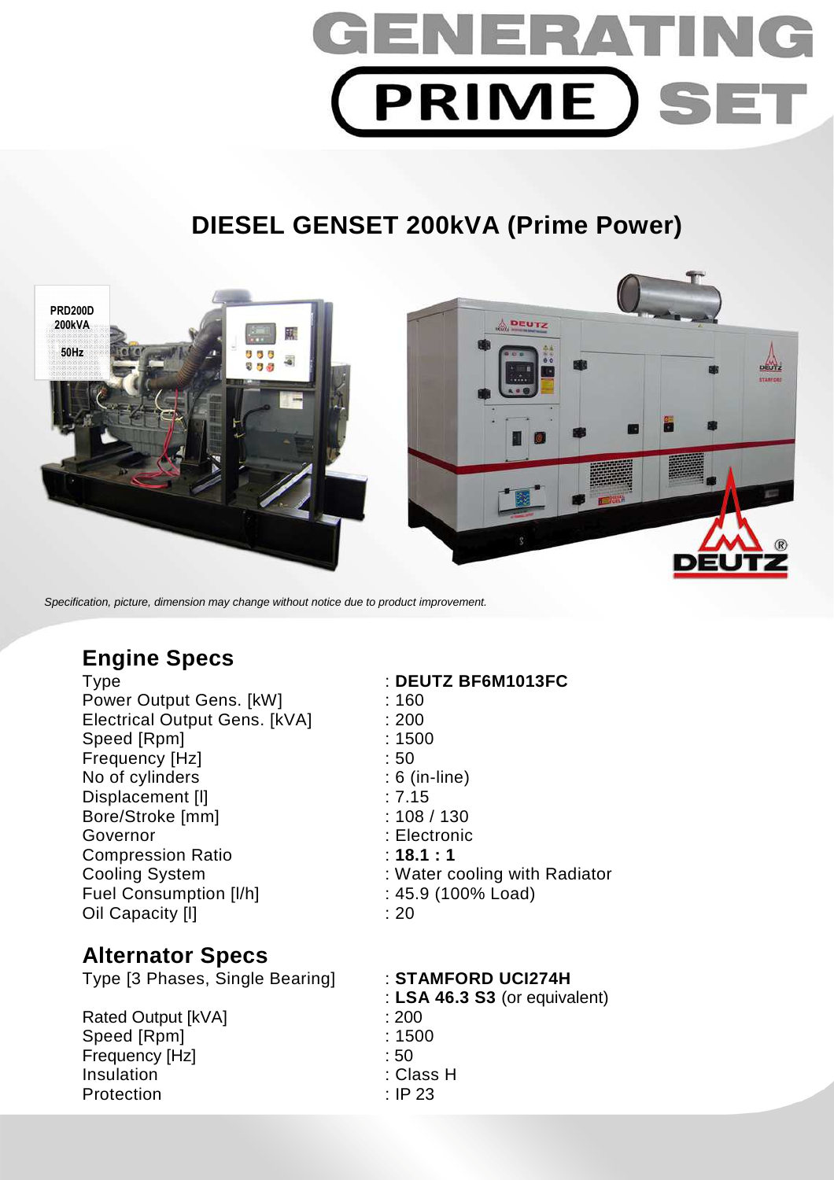# GENERATING PRIME SET

## DIESEL GENSET 200kVA (Prime Power)

*Specification, picture, dimension may change without notice due to product improvement.*

## Engine Specs

| | |
|---|---|
| Type | : **DEUTZ BF6M1013FC** |
| Power Output Gens. [kW] | : 160 |
| Electrical Output Gens. [kVA] | : 200 |
| Speed [Rpm] | : 1500 |
| Frequency [Hz] | : 50 |
| No of cylinders | : 6 (in-line) |
| Displacement [l] | : 7.15 |
| Bore/Stroke [mm] | : 108 / 130 |
| Governor | : Electronic |
| Compression Ratio | : **18.1 : 1** |
| Cooling System | : Water cooling with Radiator |
| Fuel Consumption [l/h] | : 45.9 (100% Load) |
| Oil Capacity [l] | : 20 |

## Alternator Specs

| | |
|---|---|
| Type [3 Phases, Single Bearing] | : **STAMFORD UCI274H** |
| | : **LSA 46.3 S3** (or equivalent) |
| Rated Output [kVA] | : 200 |
| Speed [Rpm] | : 1500 |
| Frequency [Hz] | : 50 |
| Insulation | : Class H |
| Protection | : IP 23 |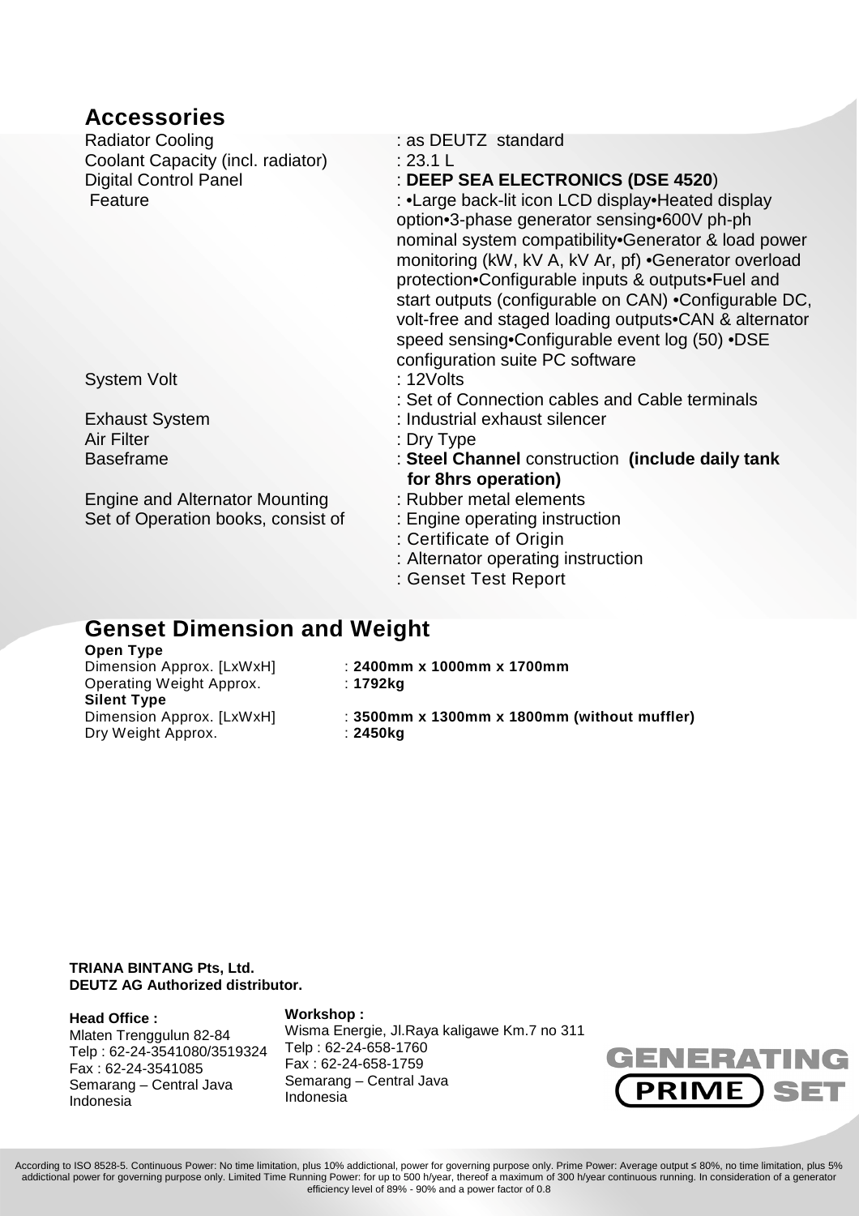## Accessories

| | |
|---|---|
| Radiator Cooling | : as DEUTZ standard |
| Coolant Capacity (incl. radiator) | : 23.1 L |
| Digital Control Panel | : **DEEP SEA ELECTRONICS (DSE 4520)** |
| Feature | : •Large back-lit icon LCD display•Heated display option•3-phase generator sensing•600V ph-ph nominal system compatibility•Generator & load power monitoring (kW, kV A, kV Ar, pf) •Generator overload protection•Configurable inputs & outputs•Fuel and start outputs (configurable on CAN) •Configurable DC, volt-free and staged loading outputs•CAN & alternator speed sensing•Configurable event log (50) •DSE configuration suite PC software |
| System Volt | : 12Volts |
| | : Set of Connection cables and Cable terminals |
| Exhaust System | : Industrial exhaust silencer |
| Air Filter | : Dry Type |
| Baseframe | : **Steel Channel** construction **(include daily tank for 8hrs operation)** |
| Engine and Alternator Mounting | : Rubber metal elements |
| Set of Operation books, consist of | : Engine operating instruction |
| | : Certificate of Origin |
| | : Alternator operating instruction |
| | : Genset Test Report |

## Genset Dimension and Weight

**Open Type**

| | |
|---|---|
| Dimension Approx. [LxWxH] | : **2400mm x 1000mm x 1700mm** |
| Operating Weight Approx. | : **1792kg** |

**Silent Type**

| | |
|---|---|
| Dimension Approx. [LxWxH] | : **3500mm x 1300mm x 1800mm (without muffler)** |
| Dry Weight Approx. | : **2450kg** |

**TRIANA BINTANG Pts, Ltd.**
**DEUTZ AG Authorized distributor.**

**Head Office :**
Mlaten Trenggulun 82-84
Telp : 62-24-3541080/3519324
Fax : 62-24-3541085
Semarang – Central Java
Indonesia

**Workshop :**
Wisma Energie, Jl.Raya kaligawe Km.7 no 311
Telp : 62-24-658-1760
Fax : 62-24-658-1759
Semarang – Central Java
Indonesia

GENERATING PRIME SET

According to ISO 8528-5. Continuous Power: No time limitation, plus 10% addictional, power for governing purpose only. Prime Power: Average output ≤ 80%, no time limitation, plus 5% addictional power for governing purpose only. Limited Time Running Power: for up to 500 h/year, thereof a maximum of 300 h/year continuous running. In consideration of a generator efficiency level of 89% - 90% and a power factor of 0.8